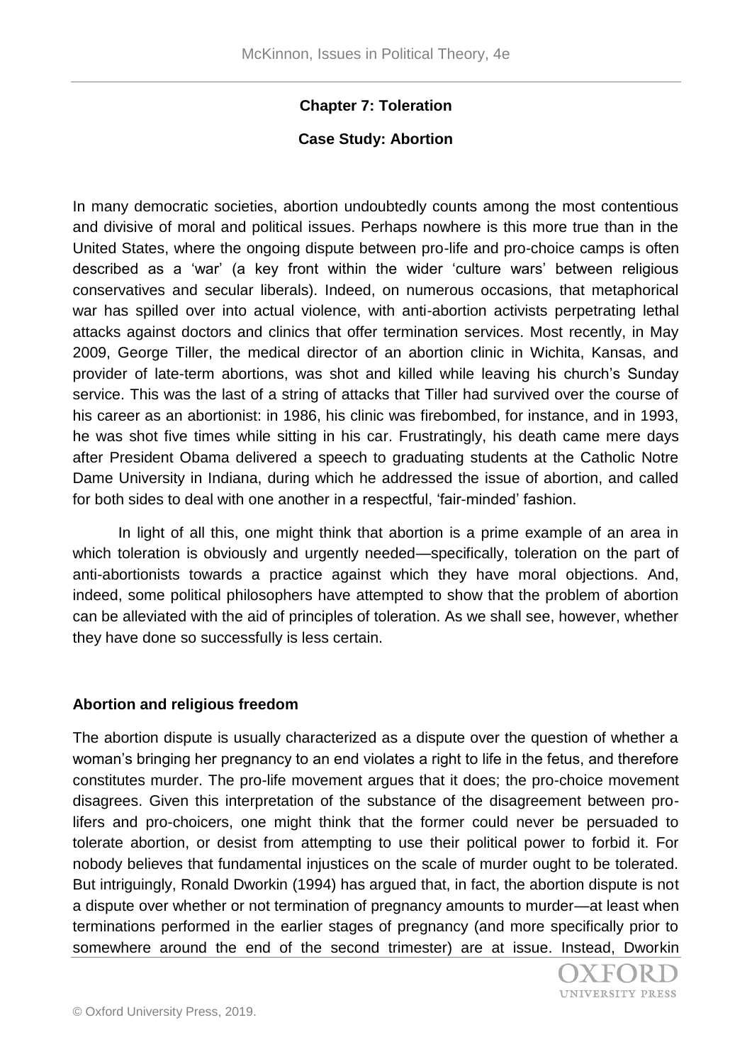## Chapter 7: Toleration

## Case Study: Abortion

In many democratic societies, abortion undoubtedly counts among the most contentious and divisive of moral and political issues. Perhaps nowhere is this more true than in the United States, where the ongoing dispute between pro-life and pro-choice camps is often described as a 'war' (a key front within the wider 'culture wars' between religious conservatives and secular liberals). Indeed, on numerous occasions, that metaphorical war has spilled over into actual violence, with anti-abortion activists perpetrating lethal attacks against doctors and clinics that offer termination services. Most recently, in May 2009, George Tiller, the medical director of an abortion clinic in Wichita, Kansas, and provider of late-term abortions, was shot and killed while leaving his church's Sunday service. This was the last of a string of attacks that Tiller had survived over the course of his career as an abortionist: in 1986, his clinic was firebombed, for instance, and in 1993, he was shot five times while sitting in his car. Frustratingly, his death came mere days after President Obama delivered a speech to graduating students at the Catholic Notre Dame University in Indiana, during which he addressed the issue of abortion, and called for both sides to deal with one another in a respectful, 'fair-minded' fashion.

In light of all this, one might think that abortion is a prime example of an area in which toleration is obviously and urgently needed—specifically, toleration on the part of anti-abortionists towards a practice against which they have moral objections. And, indeed, some political philosophers have attempted to show that the problem of abortion can be alleviated with the aid of principles of toleration. As we shall see, however, whether they have done so successfully is less certain.

### Abortion and religious freedom

The abortion dispute is usually characterized as a dispute over the question of whether a woman's bringing her pregnancy to an end violates a right to life in the fetus, and therefore constitutes murder. The pro-life movement argues that it does; the pro-choice movement disagrees. Given this interpretation of the substance of the disagreement between pro-lifers and pro-choicers, one might think that the former could never be persuaded to tolerate abortion, or desist from attempting to use their political power to forbid it. For nobody believes that fundamental injustices on the scale of murder ought to be tolerated. But intriguingly, Ronald Dworkin (1994) has argued that, in fact, the abortion dispute is not a dispute over whether or not termination of pregnancy amounts to murder—at least when terminations performed in the earlier stages of pregnancy (and more specifically prior to somewhere around the end of the second trimester) are at issue. Instead, Dworkin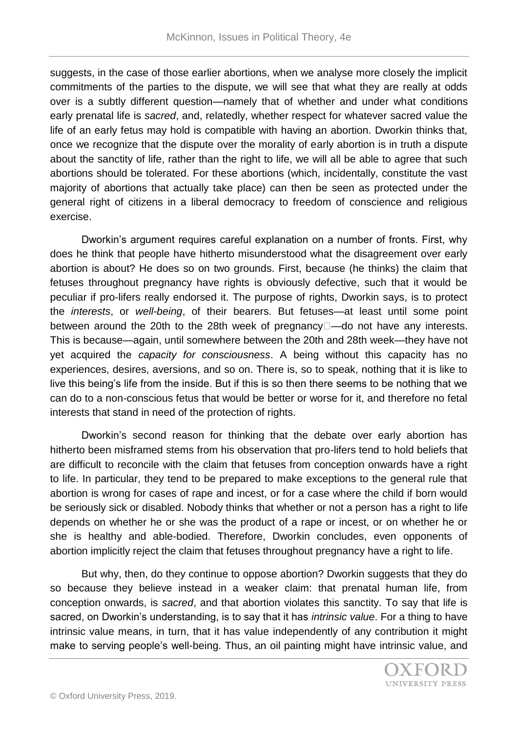suggests, in the case of those earlier abortions, when we analyse more closely the implicit commitments of the parties to the dispute, we will see that what they are really at odds over is a subtly different question—namely that of whether and under what conditions early prenatal life is *sacred*, and, relatedly, whether respect for whatever sacred value the life of an early fetus may hold is compatible with having an abortion. Dworkin thinks that, once we recognize that the dispute over the morality of early abortion is in truth a dispute about the sanctity of life, rather than the right to life, we will all be able to agree that such abortions should be tolerated. For these abortions (which, incidentally, constitute the vast majority of abortions that actually take place) can then be seen as protected under the general right of citizens in a liberal democracy to freedom of conscience and religious exercise.

Dworkin's argument requires careful explanation on a number of fronts. First, why does he think that people have hitherto misunderstood what the disagreement over early abortion is about? He does so on two grounds. First, because (he thinks) the claim that fetuses throughout pregnancy have rights is obviously defective, such that it would be peculiar if pro-lifers really endorsed it. The purpose of rights, Dworkin says, is to protect the *interests*, or *well-being*, of their bearers. But fetuses—at least until some point between around the 20th to the 28th week of pregnancy—do not have any interests. This is because—again, until somewhere between the 20th and 28th week—they have not yet acquired the *capacity for consciousness*. A being without this capacity has no experiences, desires, aversions, and so on. There is, so to speak, nothing that it is like to live this being's life from the inside. But if this is so then there seems to be nothing that we can do to a non-conscious fetus that would be better or worse for it, and therefore no fetal interests that stand in need of the protection of rights.

Dworkin's second reason for thinking that the debate over early abortion has hitherto been misframed stems from his observation that pro-lifers tend to hold beliefs that are difficult to reconcile with the claim that fetuses from conception onwards have a right to life. In particular, they tend to be prepared to make exceptions to the general rule that abortion is wrong for cases of rape and incest, or for a case where the child if born would be seriously sick or disabled. Nobody thinks that whether or not a person has a right to life depends on whether he or she was the product of a rape or incest, or on whether he or she is healthy and able-bodied. Therefore, Dworkin concludes, even opponents of abortion implicitly reject the claim that fetuses throughout pregnancy have a right to life.

But why, then, do they continue to oppose abortion? Dworkin suggests that they do so because they believe instead in a weaker claim: that prenatal human life, from conception onwards, is *sacred*, and that abortion violates this sanctity. To say that life is sacred, on Dworkin's understanding, is to say that it has *intrinsic value*. For a thing to have intrinsic value means, in turn, that it has value independently of any contribution it might make to serving people's well-being. Thus, an oil painting might have intrinsic value, and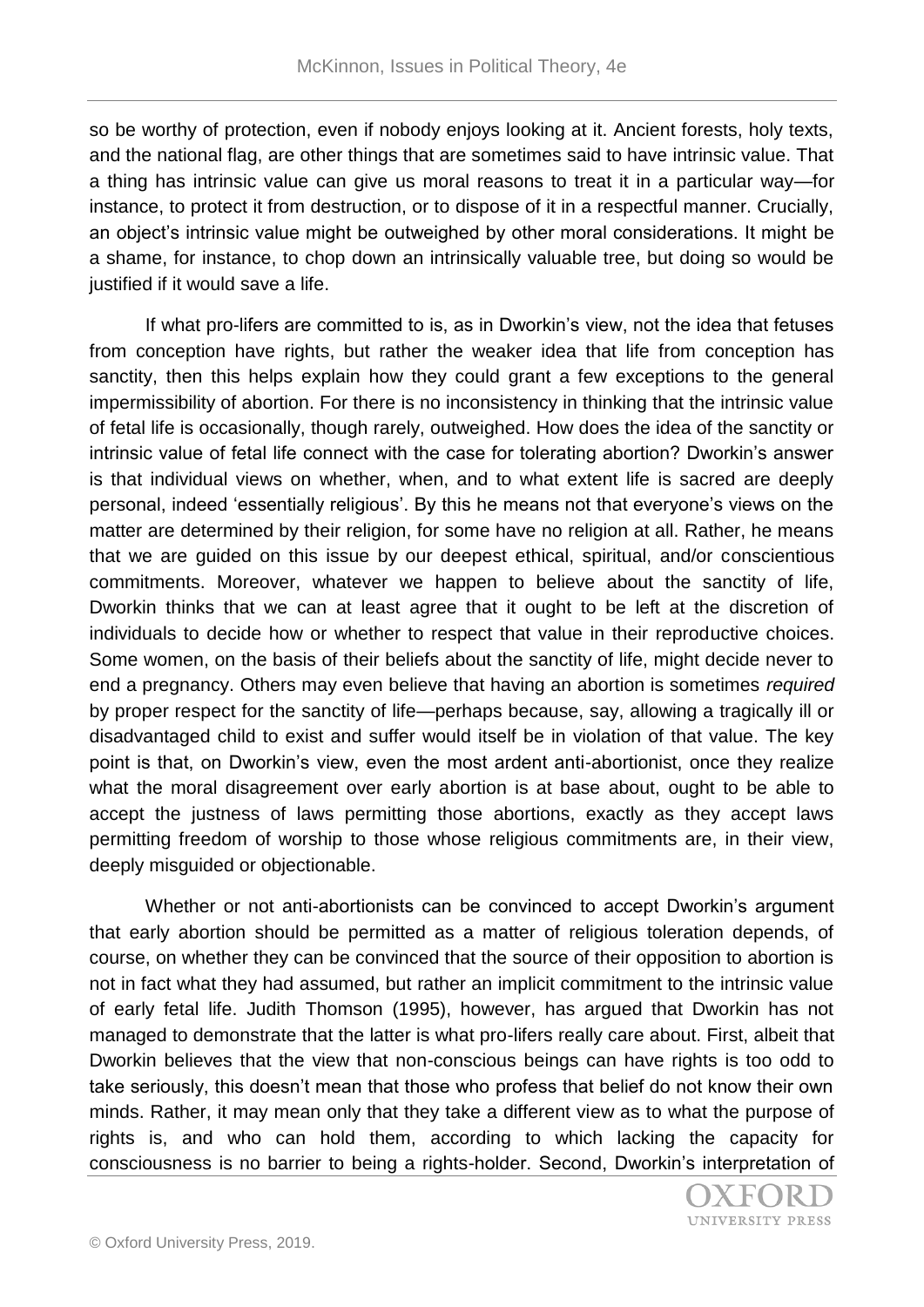so be worthy of protection, even if nobody enjoys looking at it. Ancient forests, holy texts, and the national flag, are other things that are sometimes said to have intrinsic value. That a thing has intrinsic value can give us moral reasons to treat it in a particular way—for instance, to protect it from destruction, or to dispose of it in a respectful manner. Crucially, an object's intrinsic value might be outweighed by other moral considerations. It might be a shame, for instance, to chop down an intrinsically valuable tree, but doing so would be justified if it would save a life.

If what pro-lifers are committed to is, as in Dworkin's view, not the idea that fetuses from conception have rights, but rather the weaker idea that life from conception has sanctity, then this helps explain how they could grant a few exceptions to the general impermissibility of abortion. For there is no inconsistency in thinking that the intrinsic value of fetal life is occasionally, though rarely, outweighed. How does the idea of the sanctity or intrinsic value of fetal life connect with the case for tolerating abortion? Dworkin's answer is that individual views on whether, when, and to what extent life is sacred are deeply personal, indeed 'essentially religious'. By this he means not that everyone's views on the matter are determined by their religion, for some have no religion at all. Rather, he means that we are guided on this issue by our deepest ethical, spiritual, and/or conscientious commitments. Moreover, whatever we happen to believe about the sanctity of life, Dworkin thinks that we can at least agree that it ought to be left at the discretion of individuals to decide how or whether to respect that value in their reproductive choices. Some women, on the basis of their beliefs about the sanctity of life, might decide never to end a pregnancy. Others may even believe that having an abortion is sometimes *required* by proper respect for the sanctity of life—perhaps because, say, allowing a tragically ill or disadvantaged child to exist and suffer would itself be in violation of that value. The key point is that, on Dworkin's view, even the most ardent anti-abortionist, once they realize what the moral disagreement over early abortion is at base about, ought to be able to accept the justness of laws permitting those abortions, exactly as they accept laws permitting freedom of worship to those whose religious commitments are, in their view, deeply misguided or objectionable.

Whether or not anti-abortionists can be convinced to accept Dworkin's argument that early abortion should be permitted as a matter of religious toleration depends, of course, on whether they can be convinced that the source of their opposition to abortion is not in fact what they had assumed, but rather an implicit commitment to the intrinsic value of early fetal life. Judith Thomson (1995), however, has argued that Dworkin has not managed to demonstrate that the latter is what pro-lifers really care about. First, albeit that Dworkin believes that the view that non-conscious beings can have rights is too odd to take seriously, this doesn't mean that those who profess that belief do not know their own minds. Rather, it may mean only that they take a different view as to what the purpose of rights is, and who can hold them, according to which lacking the capacity for consciousness is no barrier to being a rights-holder. Second, Dworkin's interpretation of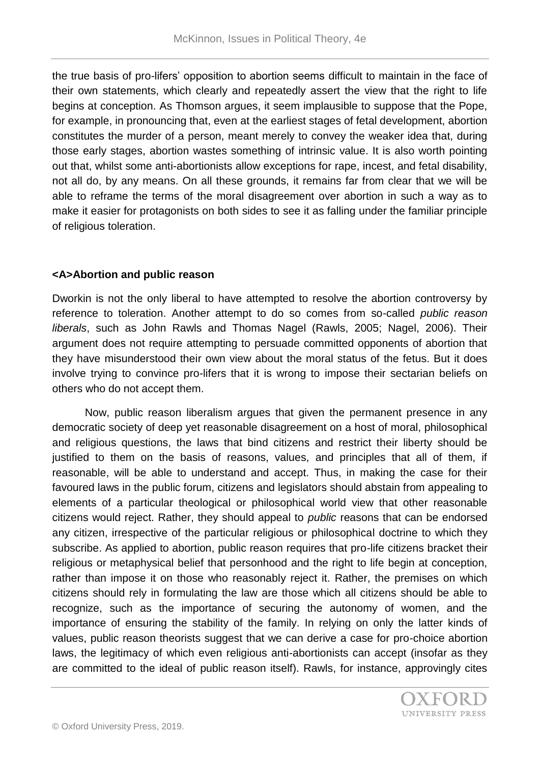the true basis of pro-lifers' opposition to abortion seems difficult to maintain in the face of their own statements, which clearly and repeatedly assert the view that the right to life begins at conception. As Thomson argues, it seem implausible to suppose that the Pope, for example, in pronouncing that, even at the earliest stages of fetal development, abortion constitutes the murder of a person, meant merely to convey the weaker idea that, during those early stages, abortion wastes something of intrinsic value. It is also worth pointing out that, whilst some anti-abortionists allow exceptions for rape, incest, and fetal disability, not all do, by any means. On all these grounds, it remains far from clear that we will be able to reframe the terms of the moral disagreement over abortion in such a way as to make it easier for protagonists on both sides to see it as falling under the familiar principle of religious toleration.

## <A>Abortion and public reason

Dworkin is not the only liberal to have attempted to resolve the abortion controversy by reference to toleration. Another attempt to do so comes from so-called *public reason liberals*, such as John Rawls and Thomas Nagel (Rawls, 2005; Nagel, 2006). Their argument does not require attempting to persuade committed opponents of abortion that they have misunderstood their own view about the moral status of the fetus. But it does involve trying to convince pro-lifers that it is wrong to impose their sectarian beliefs on others who do not accept them.

Now, public reason liberalism argues that given the permanent presence in any democratic society of deep yet reasonable disagreement on a host of moral, philosophical and religious questions, the laws that bind citizens and restrict their liberty should be justified to them on the basis of reasons, values, and principles that all of them, if reasonable, will be able to understand and accept. Thus, in making the case for their favoured laws in the public forum, citizens and legislators should abstain from appealing to elements of a particular theological or philosophical world view that other reasonable citizens would reject. Rather, they should appeal to *public* reasons that can be endorsed any citizen, irrespective of the particular religious or philosophical doctrine to which they subscribe. As applied to abortion, public reason requires that pro-life citizens bracket their religious or metaphysical belief that personhood and the right to life begin at conception, rather than impose it on those who reasonably reject it. Rather, the premises on which citizens should rely in formulating the law are those which all citizens should be able to recognize, such as the importance of securing the autonomy of women, and the importance of ensuring the stability of the family. In relying on only the latter kinds of values, public reason theorists suggest that we can derive a case for pro-choice abortion laws, the legitimacy of which even religious anti-abortionists can accept (insofar as they are committed to the ideal of public reason itself). Rawls, for instance, approvingly cites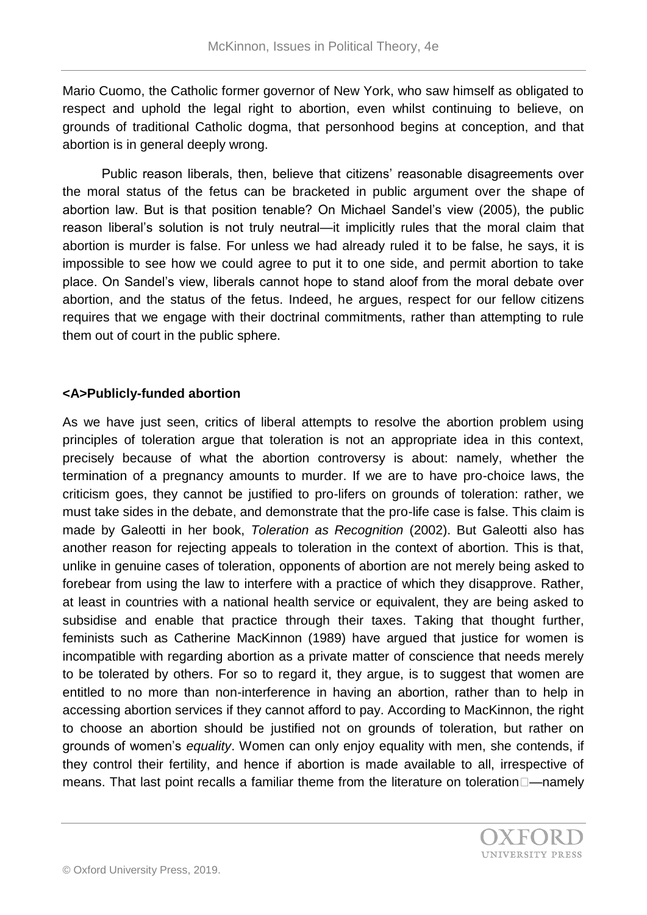Mario Cuomo, the Catholic former governor of New York, who saw himself as obligated to respect and uphold the legal right to abortion, even whilst continuing to believe, on grounds of traditional Catholic dogma, that personhood begins at conception, and that abortion is in general deeply wrong.

Public reason liberals, then, believe that citizens' reasonable disagreements over the moral status of the fetus can be bracketed in public argument over the shape of abortion law. But is that position tenable? On Michael Sandel's view (2005), the public reason liberal's solution is not truly neutral—it implicitly rules that the moral claim that abortion is murder is false. For unless we had already ruled it to be false, he says, it is impossible to see how we could agree to put it to one side, and permit abortion to take place. On Sandel's view, liberals cannot hope to stand aloof from the moral debate over abortion, and the status of the fetus. Indeed, he argues, respect for our fellow citizens requires that we engage with their doctrinal commitments, rather than attempting to rule them out of court in the public sphere.

## Publicly-funded abortion

As we have just seen, critics of liberal attempts to resolve the abortion problem using principles of toleration argue that toleration is not an appropriate idea in this context, precisely because of what the abortion controversy is about: namely, whether the termination of a pregnancy amounts to murder. If we are to have pro-choice laws, the criticism goes, they cannot be justified to pro-lifers on grounds of toleration: rather, we must take sides in the debate, and demonstrate that the pro-life case is false. This claim is made by Galeotti in her book, *Toleration as Recognition* (2002). But Galeotti also has another reason for rejecting appeals to toleration in the context of abortion. This is that, unlike in genuine cases of toleration, opponents of abortion are not merely being asked to forebear from using the law to interfere with a practice of which they disapprove. Rather, at least in countries with a national health service or equivalent, they are being asked to subsidise and enable that practice through their taxes. Taking that thought further, feminists such as Catherine MacKinnon (1989) have argued that justice for women is incompatible with regarding abortion as a private matter of conscience that needs merely to be tolerated by others. For so to regard it, they argue, is to suggest that women are entitled to no more than non-interference in having an abortion, rather than to help in accessing abortion services if they cannot afford to pay. According to MacKinnon, the right to choose an abortion should be justified not on grounds of toleration, but rather on grounds of women's *equality*. Women can only enjoy equality with men, she contends, if they control their fertility, and hence if abortion is made available to all, irrespective of means. That last point recalls a familiar theme from the literature on toleration—namely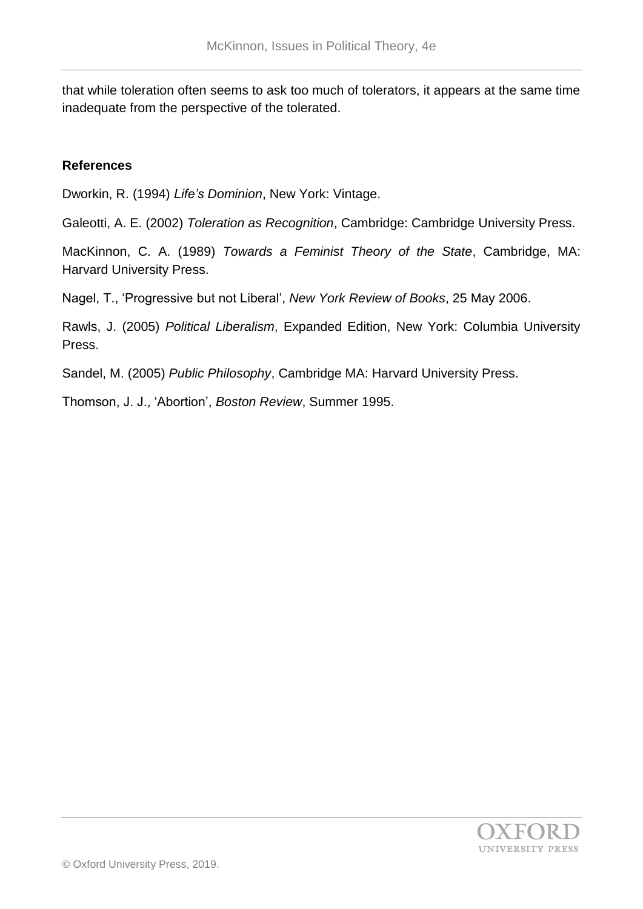that while toleration often seems to ask too much of tolerators, it appears at the same time inadequate from the perspective of the tolerated.

**References**

Dworkin, R. (1994) *Life's Dominion*, New York: Vintage.

Galeotti, A. E. (2002) *Toleration as Recognition*, Cambridge: Cambridge University Press.

MacKinnon, C. A. (1989) *Towards a Feminist Theory of the State*, Cambridge, MA: Harvard University Press.

Nagel, T., 'Progressive but not Liberal', *New York Review of Books*, 25 May 2006.

Rawls, J. (2005) *Political Liberalism*, Expanded Edition, New York: Columbia University Press.

Sandel, M. (2005) *Public Philosophy*, Cambridge MA: Harvard University Press.

Thomson, J. J., 'Abortion', *Boston Review*, Summer 1995.